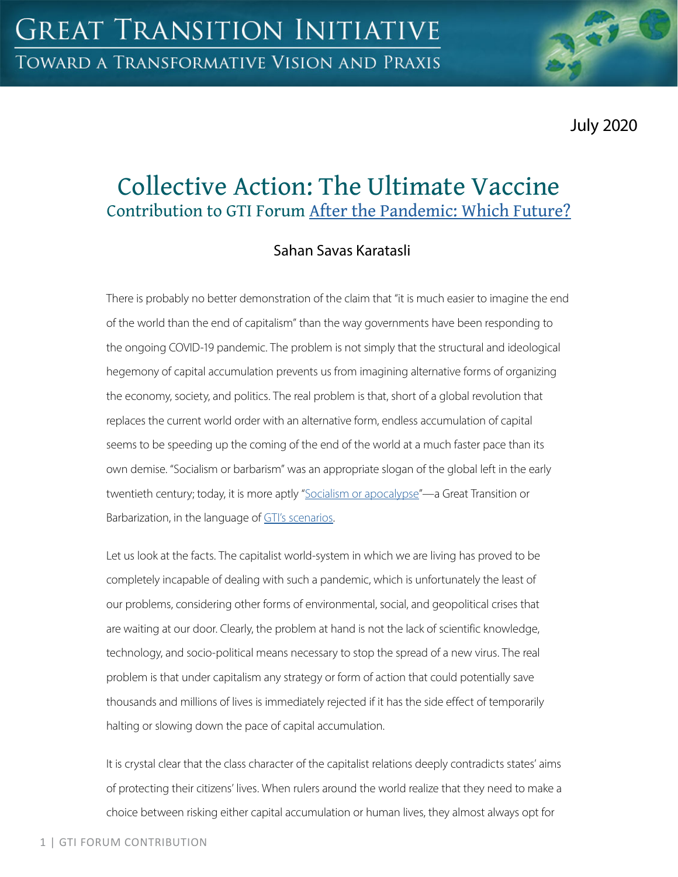# GREAT TRANSITION INITIATIVE

TOWARD A TRANSFORMATIVE VISION AND PRAXIS

July 2020

## Collective Action: The Ultimate Vaccine

### Contribution to GTI Forum After the Pandemic: Which Future?

Sahan Savas Karatasli

There is probably no better demonstration of the claim that "it is much easier to imagine the end of the world than the end of capitalism" than the way governments have been responding to the ongoing COVID-19 pandemic. The problem is not simply that the structural and ideological hegemony of capital accumulation prevents us from imagining alternative forms of organizing the economy, society, and politics. The real problem is that, short of a global revolution that replaces the current world order with an alternative form, endless accumulation of capital seems to be speeding up the coming of the end of the world at a much faster pace than its own demise. "Socialism or barbarism" was an appropriate slogan of the global left in the early twentieth century; today, it is more aptly "Socialism or apocalypse"—a Great Transition or Barbarization, in the language of GTI's scenarios.

Let us look at the facts. The capitalist world-system in which we are living has proved to be completely incapable of dealing with such a pandemic, which is unfortunately the least of our problems, considering other forms of environmental, social, and geopolitical crises that are waiting at our door. Clearly, the problem at hand is not the lack of scientific knowledge, technology, and socio-political means necessary to stop the spread of a new virus. The real problem is that under capitalism any strategy or form of action that could potentially save thousands and millions of lives is immediately rejected if it has the side effect of temporarily halting or slowing down the pace of capital accumulation.

It is crystal clear that the class character of the capitalist relations deeply contradicts states' aims of protecting their citizens' lives. When rulers around the world realize that they need to make a choice between risking either capital accumulation or human lives, they almost always opt for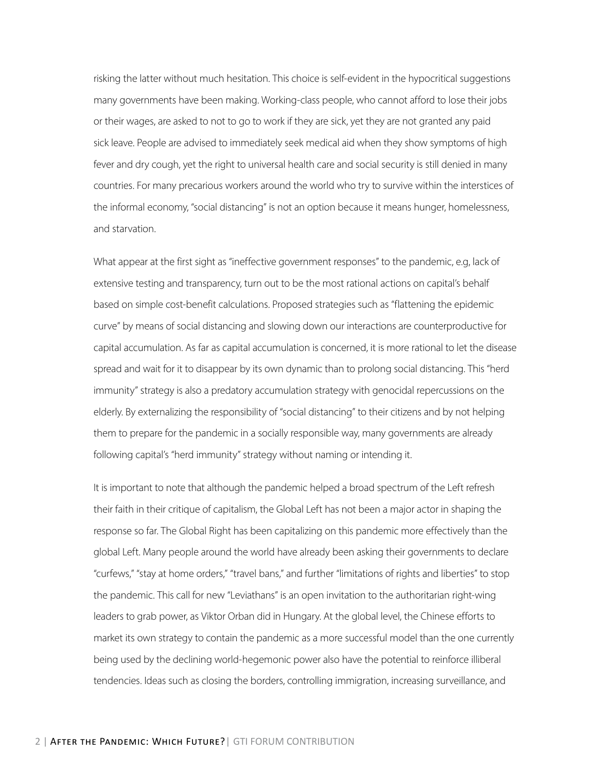risking the latter without much hesitation. This choice is self-evident in the hypocritical suggestions many governments have been making. Working-class people, who cannot afford to lose their jobs or their wages, are asked to not to go to work if they are sick, yet they are not granted any paid sick leave. People are advised to immediately seek medical aid when they show symptoms of high fever and dry cough, yet the right to universal health care and social security is still denied in many countries. For many precarious workers around the world who try to survive within the interstices of the informal economy, "social distancing" is not an option because it means hunger, homelessness, and starvation.

What appear at the first sight as "ineffective government responses" to the pandemic, e.g, lack of extensive testing and transparency, turn out to be the most rational actions on capital's behalf based on simple cost-benefit calculations. Proposed strategies such as "flattening the epidemic curve" by means of social distancing and slowing down our interactions are counterproductive for capital accumulation. As far as capital accumulation is concerned, it is more rational to let the disease spread and wait for it to disappear by its own dynamic than to prolong social distancing. This "herd immunity" strategy is also a predatory accumulation strategy with genocidal repercussions on the elderly. By externalizing the responsibility of "social distancing" to their citizens and by not helping them to prepare for the pandemic in a socially responsible way, many governments are already following capital's "herd immunity" strategy without naming or intending it.

It is important to note that although the pandemic helped a broad spectrum of the Left refresh their faith in their critique of capitalism, the Global Left has not been a major actor in shaping the response so far. The Global Right has been capitalizing on this pandemic more effectively than the global Left. Many people around the world have already been asking their governments to declare "curfews," "stay at home orders," "travel bans," and further "limitations of rights and liberties" to stop the pandemic. This call for new "Leviathans" is an open invitation to the authoritarian right-wing leaders to grab power, as Viktor Orban did in Hungary. At the global level, the Chinese efforts to market its own strategy to contain the pandemic as a more successful model than the one currently being used by the declining world-hegemonic power also have the potential to reinforce illiberal tendencies. Ideas such as closing the borders, controlling immigration, increasing surveillance, and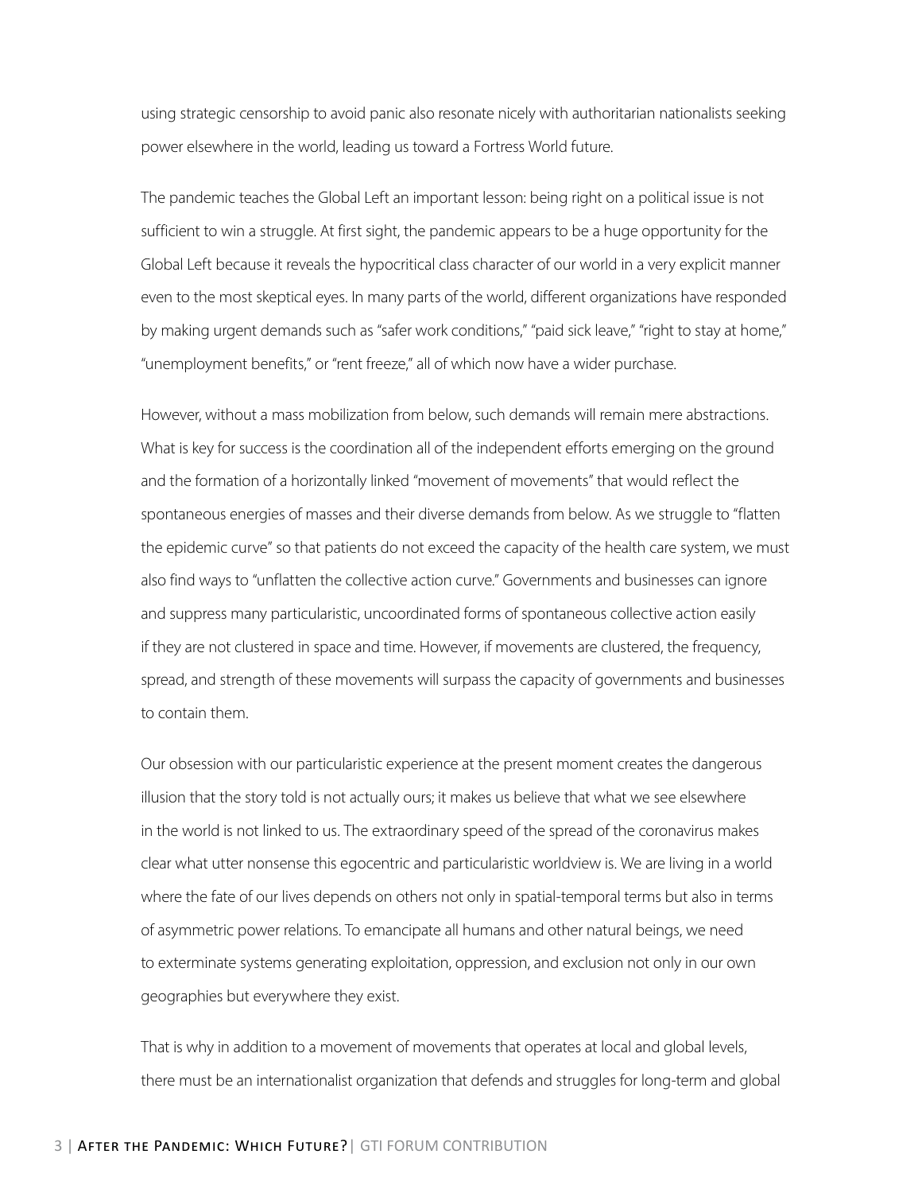using strategic censorship to avoid panic also resonate nicely with authoritarian nationalists seeking power elsewhere in the world, leading us toward a Fortress World future.

The pandemic teaches the Global Left an important lesson: being right on a political issue is not sufficient to win a struggle. At first sight, the pandemic appears to be a huge opportunity for the Global Left because it reveals the hypocritical class character of our world in a very explicit manner even to the most skeptical eyes. In many parts of the world, different organizations have responded by making urgent demands such as "safer work conditions," "paid sick leave," "right to stay at home," "unemployment benefits," or "rent freeze," all of which now have a wider purchase.

However, without a mass mobilization from below, such demands will remain mere abstractions. What is key for success is the coordination all of the independent efforts emerging on the ground and the formation of a horizontally linked "movement of movements" that would reflect the spontaneous energies of masses and their diverse demands from below. As we struggle to "flatten the epidemic curve" so that patients do not exceed the capacity of the health care system, we must also find ways to "unflatten the collective action curve." Governments and businesses can ignore and suppress many particularistic, uncoordinated forms of spontaneous collective action easily if they are not clustered in space and time. However, if movements are clustered, the frequency, spread, and strength of these movements will surpass the capacity of governments and businesses to contain them.

Our obsession with our particularistic experience at the present moment creates the dangerous illusion that the story told is not actually ours; it makes us believe that what we see elsewhere in the world is not linked to us. The extraordinary speed of the spread of the coronavirus makes clear what utter nonsense this egocentric and particularistic worldview is. We are living in a world where the fate of our lives depends on others not only in spatial-temporal terms but also in terms of asymmetric power relations. To emancipate all humans and other natural beings, we need to exterminate systems generating exploitation, oppression, and exclusion not only in our own geographies but everywhere they exist.

That is why in addition to a movement of movements that operates at local and global levels, there must be an internationalist organization that defends and struggles for long-term and global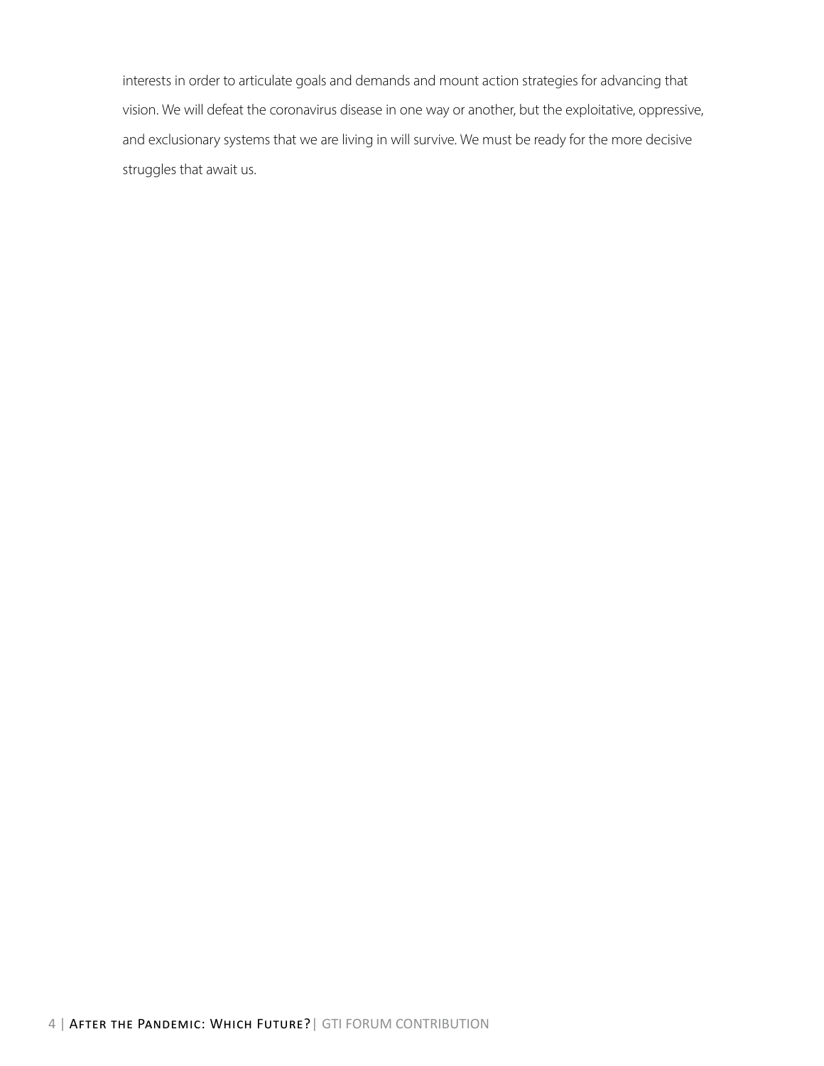interests in order to articulate goals and demands and mount action strategies for advancing that vision. We will defeat the coronavirus disease in one way or another, but the exploitative, oppressive, and exclusionary systems that we are living in will survive. We must be ready for the more decisive struggles that await us.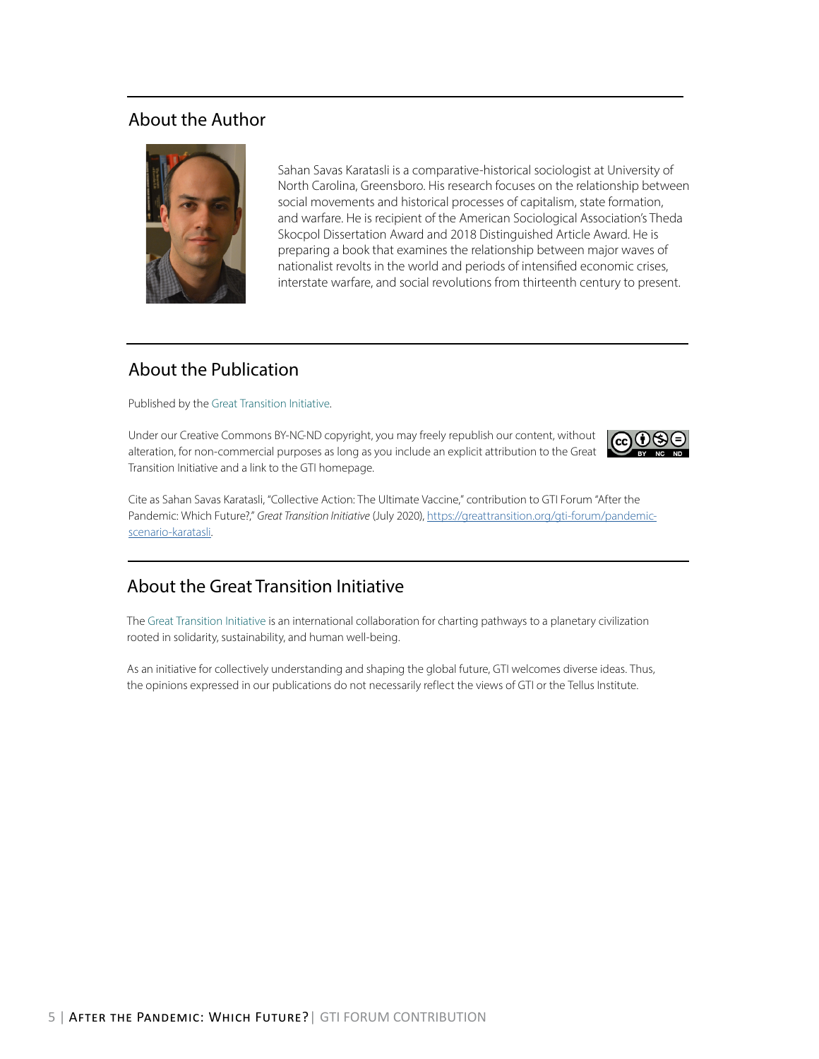## About the Author

Sahan Savas Karatasli is a comparative-historical sociologist at University of North Carolina, Greensboro. His research focuses on the relationship between social movements and historical processes of capitalism, state formation, and warfare. He is recipient of the American Sociological Association's Theda Skocpol Dissertation Award and 2018 Distinguished Article Award. He is preparing a book that examines the relationship between major waves of nationalist revolts in the world and periods of intensified economic crises, interstate warfare, and social revolutions from thirteenth century to present.

## About the Publication

Published by the Great Transition Initiative.

Under our Creative Commons BY-NC-ND copyright, you may freely republish our content, without alteration, for non-commercial purposes as long as you include an explicit attribution to the Great Transition Initiative and a link to the GTI homepage.

Cite as Sahan Savas Karatasli, "Collective Action: The Ultimate Vaccine," contribution to GTI Forum "After the Pandemic: Which Future?," *Great Transition Initiative* (July 2020), https://greattransition.org/gti-forum/pandemic-scenario-karatasli.

## About the Great Transition Initiative

The Great Transition Initiative is an international collaboration for charting pathways to a planetary civilization rooted in solidarity, sustainability, and human well-being.

As an initiative for collectively understanding and shaping the global future, GTI welcomes diverse ideas. Thus, the opinions expressed in our publications do not necessarily reflect the views of GTI or the Tellus Institute.